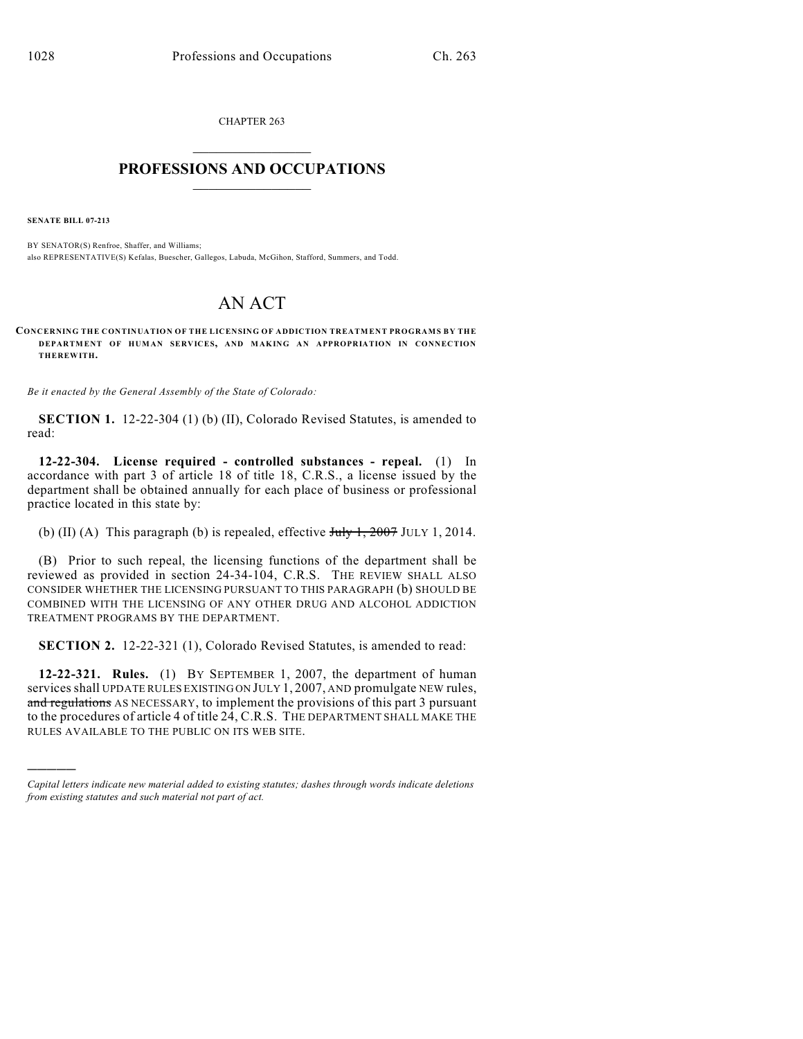CHAPTER 263

# PROFESSIONS AND OCCUPATIONS

**SENATE BILL 07-213**

BY SENATOR(S) Renfroe, Shaffer, and Williams;
also REPRESENTATIVE(S) Kefalas, Buescher, Gallegos, Labuda, McGihon, Stafford, Summers, and Todd.

# AN ACT

**CONCERNING THE CONTINUATION OF THE LICENSING OF ADDICTION TREATMENT PROGRAMS BY THE DEPARTMENT OF HUMAN SERVICES, AND MAKING AN APPROPRIATION IN CONNECTION THEREWITH.**

*Be it enacted by the General Assembly of the State of Colorado:*

**SECTION 1.** 12-22-304 (1) (b) (II), Colorado Revised Statutes, is amended to read:

**12-22-304. License required - controlled substances - repeal.** (1) In accordance with part 3 of article 18 of title 18, C.R.S., a license issued by the department shall be obtained annually for each place of business or professional practice located in this state by:

(b) (II) (A) This paragraph (b) is repealed, effective ~~July 1, 2007~~ JULY 1, 2014.

(B) Prior to such repeal, the licensing functions of the department shall be reviewed as provided in section 24-34-104, C.R.S. THE REVIEW SHALL ALSO CONSIDER WHETHER THE LICENSING PURSUANT TO THIS PARAGRAPH (b) SHOULD BE COMBINED WITH THE LICENSING OF ANY OTHER DRUG AND ALCOHOL ADDICTION TREATMENT PROGRAMS BY THE DEPARTMENT.

**SECTION 2.** 12-22-321 (1), Colorado Revised Statutes, is amended to read:

**12-22-321. Rules.** (1) BY SEPTEMBER 1, 2007, the department of human services shall UPDATE RULES EXISTING ON JULY 1, 2007, AND promulgate NEW rules, ~~and regulations~~ AS NECESSARY, to implement the provisions of this part 3 pursuant to the procedures of article 4 of title 24, C.R.S. THE DEPARTMENT SHALL MAKE THE RULES AVAILABLE TO THE PUBLIC ON ITS WEB SITE.

---

*Capital letters indicate new material added to existing statutes; dashes through words indicate deletions from existing statutes and such material not part of act.*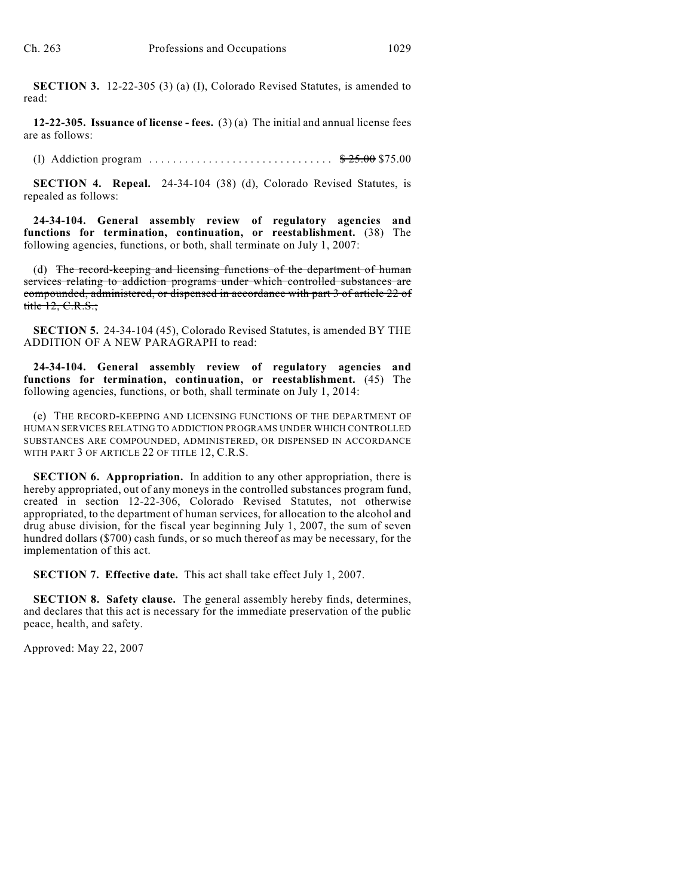**SECTION 3.** 12-22-305 (3) (a) (I), Colorado Revised Statutes, is amended to read:

**12-22-305. Issuance of license - fees.** (3) (a) The initial and annual license fees are as follows:

(I) Addiction program . . . . . . . . . . . . . . . . . . . . . . . . . . . . . . . ~~$ 25.00~~ $75.00

**SECTION 4. Repeal.** 24-34-104 (38) (d), Colorado Revised Statutes, is repealed as follows:

**24-34-104. General assembly review of regulatory agencies and functions for termination, continuation, or reestablishment.** (38) The following agencies, functions, or both, shall terminate on July 1, 2007:

(d) ~~The record-keeping and licensing functions of the department of human services relating to addiction programs under which controlled substances are compounded, administered, or dispensed in accordance with part 3 of article 22 of title 12, C.R.S.;~~

**SECTION 5.** 24-34-104 (45), Colorado Revised Statutes, is amended BY THE ADDITION OF A NEW PARAGRAPH to read:

**24-34-104. General assembly review of regulatory agencies and functions for termination, continuation, or reestablishment.** (45) The following agencies, functions, or both, shall terminate on July 1, 2014:

(e) THE RECORD-KEEPING AND LICENSING FUNCTIONS OF THE DEPARTMENT OF HUMAN SERVICES RELATING TO ADDICTION PROGRAMS UNDER WHICH CONTROLLED SUBSTANCES ARE COMPOUNDED, ADMINISTERED, OR DISPENSED IN ACCORDANCE WITH PART 3 OF ARTICLE 22 OF TITLE 12, C.R.S.

**SECTION 6. Appropriation.** In addition to any other appropriation, there is hereby appropriated, out of any moneys in the controlled substances program fund, created in section 12-22-306, Colorado Revised Statutes, not otherwise appropriated, to the department of human services, for allocation to the alcohol and drug abuse division, for the fiscal year beginning July 1, 2007, the sum of seven hundred dollars ($700) cash funds, or so much thereof as may be necessary, for the implementation of this act.

**SECTION 7. Effective date.** This act shall take effect July 1, 2007.

**SECTION 8. Safety clause.** The general assembly hereby finds, determines, and declares that this act is necessary for the immediate preservation of the public peace, health, and safety.

Approved: May 22, 2007